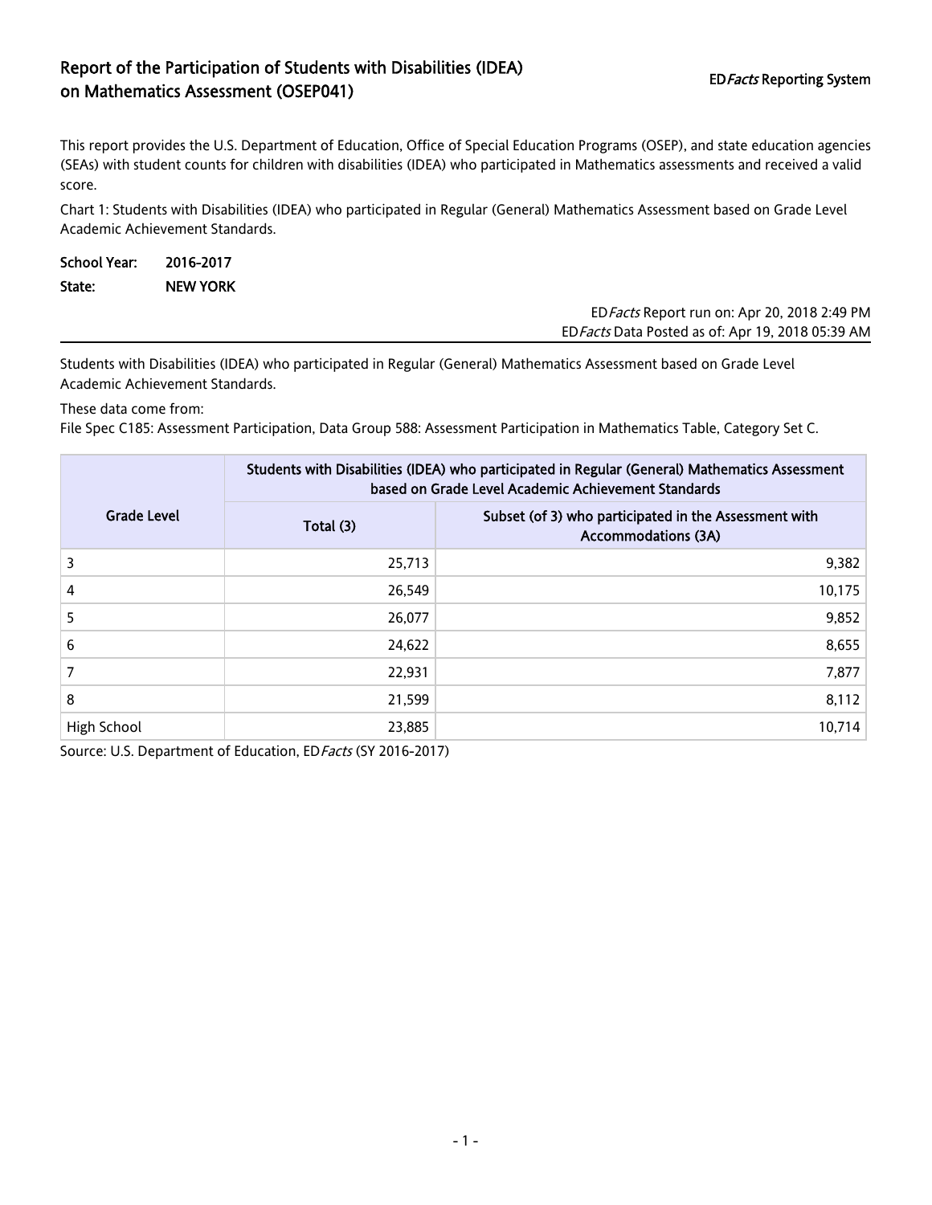# Report of the Participation of Students with Disabilities (IDEA) on Mathematics Assessment (OSEP041)

ED*Facts* Reporting System

This report provides the U.S. Department of Education, Office of Special Education Programs (OSEP), and state education agencies (SEAs) with student counts for children with disabilities (IDEA) who participated in Mathematics assessments and received a valid score.

Chart 1: Students with Disabilities (IDEA) who participated in Regular (General) Mathematics Assessment based on Grade Level Academic Achievement Standards.

**School Year:** 2016-2017

**State:** NEW YORK

ED*Facts* Report run on: Apr 20, 2018 2:49 PM
ED*Facts* Data Posted as of: Apr 19, 2018 05:39 AM

Students with Disabilities (IDEA) who participated in Regular (General) Mathematics Assessment based on Grade Level Academic Achievement Standards.

These data come from:
File Spec C185: Assessment Participation, Data Group 588: Assessment Participation in Mathematics Table, Category Set C.

| Grade Level | Students with Disabilities (IDEA) who participated in Regular (General) Mathematics Assessment based on Grade Level Academic Achievement Standards | |
|---|---|---|
| | Total (3) | Subset (of 3) who participated in the Assessment with Accommodations (3A) |
| 3 | 25,713 | 9,382 |
| 4 | 26,549 | 10,175 |
| 5 | 26,077 | 9,852 |
| 6 | 24,622 | 8,655 |
| 7 | 22,931 | 7,877 |
| 8 | 21,599 | 8,112 |
| High School | 23,885 | 10,714 |

Source: U.S. Department of Education, ED*Facts* (SY 2016-2017)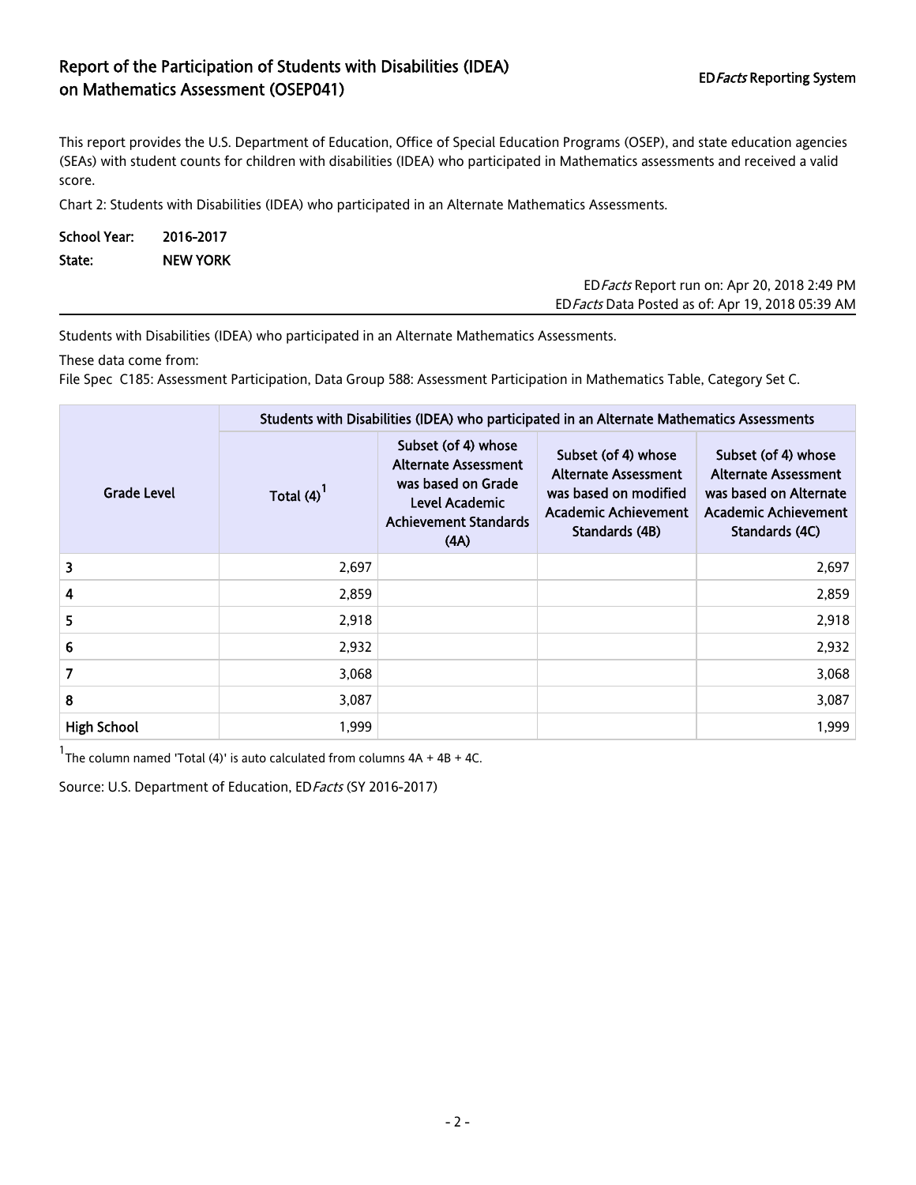# Report of the Participation of Students with Disabilities (IDEA) on Mathematics Assessment (OSEP041)

ED*Facts* Reporting System

This report provides the U.S. Department of Education, Office of Special Education Programs (OSEP), and state education agencies (SEAs) with student counts for children with disabilities (IDEA) who participated in Mathematics assessments and received a valid score.

Chart 2: Students with Disabilities (IDEA) who participated in an Alternate Mathematics Assessments.

**School Year:** 2016-2017

**State:** NEW YORK

ED*Facts* Report run on: Apr 20, 2018 2:49 PM
ED*Facts* Data Posted as of: Apr 19, 2018 05:39 AM

Students with Disabilities (IDEA) who participated in an Alternate Mathematics Assessments.

These data come from:

File Spec C185: Assessment Participation, Data Group 588: Assessment Participation in Mathematics Table, Category Set C.

| Grade Level | Students with Disabilities (IDEA) who participated in an Alternate Mathematics Assessments | | | |
|---|---|---|---|---|
| | Total (4)[1] | Subset (of 4) whose Alternate Assessment was based on Grade Level Academic Achievement Standards (4A) | Subset (of 4) whose Alternate Assessment was based on modified Academic Achievement Standards (4B) | Subset (of 4) whose Alternate Assessment was based on Alternate Academic Achievement Standards (4C) |
| 3 | 2,697 | | | 2,697 |
| 4 | 2,859 | | | 2,859 |
| 5 | 2,918 | | | 2,918 |
| 6 | 2,932 | | | 2,932 |
| 7 | 3,068 | | | 3,068 |
| 8 | 3,087 | | | 3,087 |
| High School | 1,999 | | | 1,999 |

[1] The column named 'Total (4)' is auto calculated from columns 4A + 4B + 4C.

Source: U.S. Department of Education, ED*Facts* (SY 2016-2017)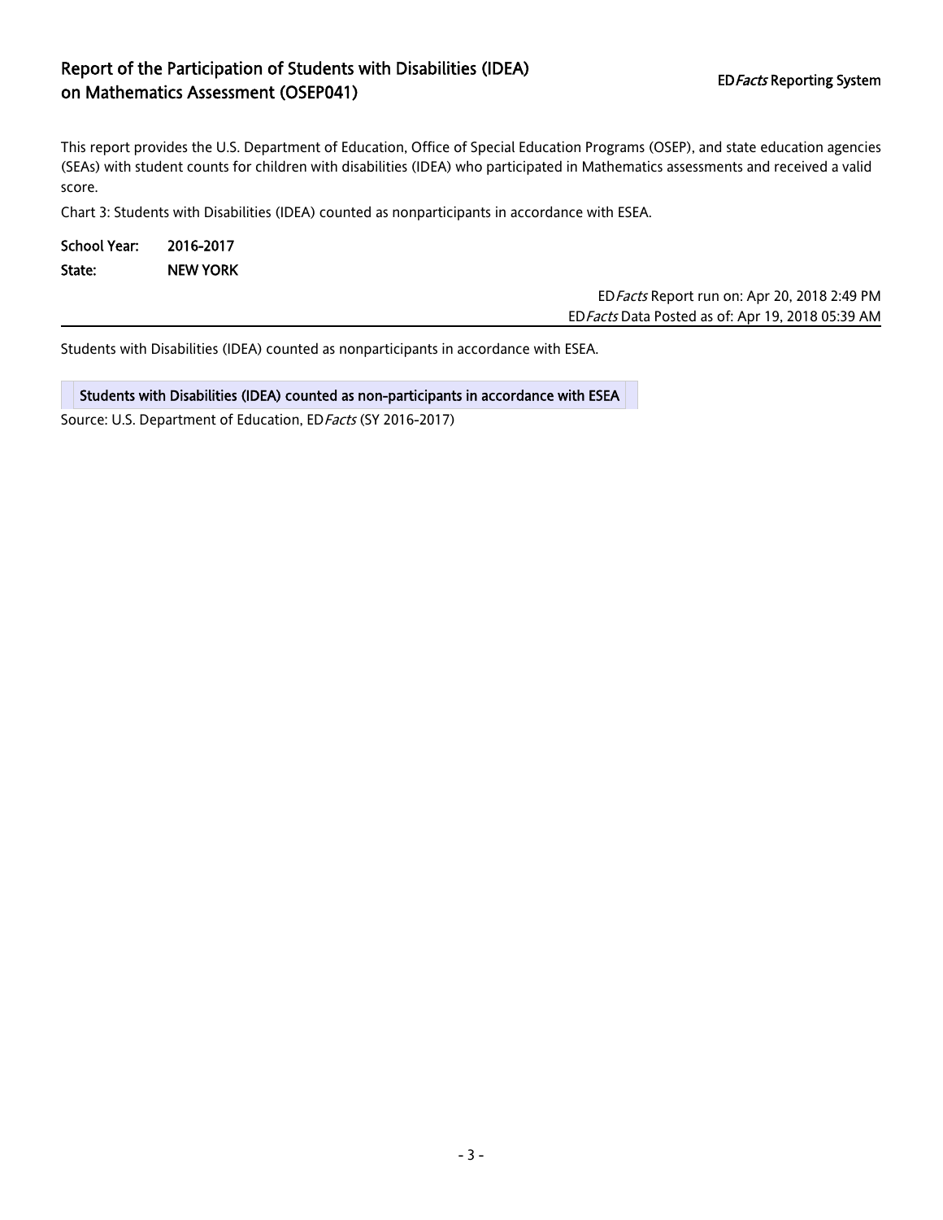# Report of the Participation of Students with Disabilities (IDEA) on Mathematics Assessment (OSEP041)

ED*Facts* Reporting System

This report provides the U.S. Department of Education, Office of Special Education Programs (OSEP), and state education agencies (SEAs) with student counts for children with disabilities (IDEA) who participated in Mathematics assessments and received a valid score.

Chart 3: Students with Disabilities (IDEA) counted as nonparticipants in accordance with ESEA.

**School Year:** **2016-2017**

**State:** **NEW YORK**

ED*Facts* Report run on: Apr 20, 2018 2:49 PM

ED*Facts* Data Posted as of: Apr 19, 2018 05:39 AM

Students with Disabilities (IDEA) counted as nonparticipants in accordance with ESEA.

| Students with Disabilities (IDEA) counted as non-participants in accordance with ESEA |
|---|

Source: U.S. Department of Education, ED*Facts* (SY 2016-2017)